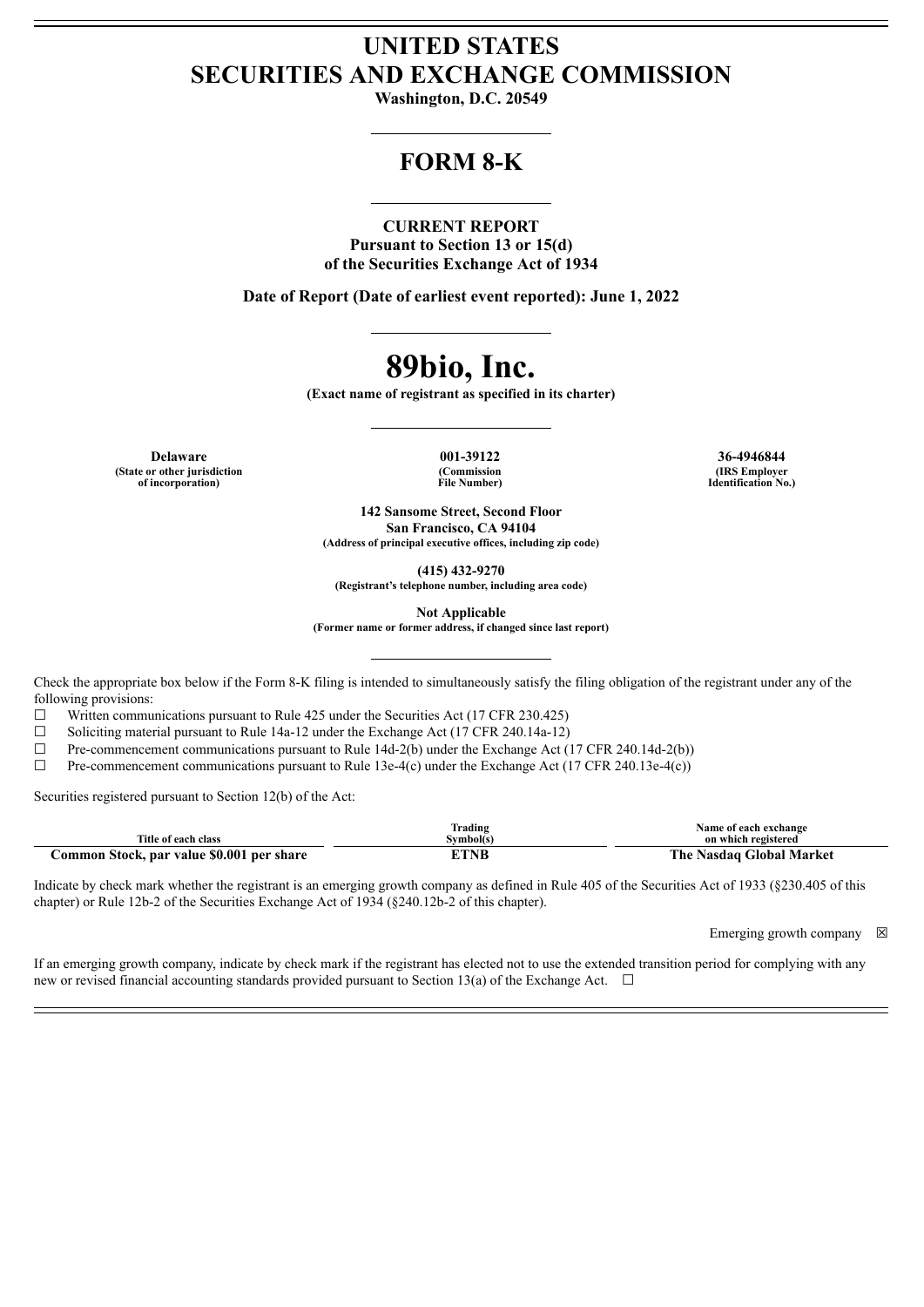# UNITED STATES
# SECURITIES AND EXCHANGE COMMISSION

**Washington, D.C. 20549**

## FORM 8-K

**CURRENT REPORT**
**Pursuant to Section 13 or 15(d)**
**of the Securities Exchange Act of 1934**

**Date of Report (Date of earliest event reported): June 1, 2022**

# 89bio, Inc.

**(Exact name of registrant as specified in its charter)**

| Delaware | 001-39122 | 36-4946844 |
|---|---|---|
| (State or other jurisdiction of incorporation) | (Commission File Number) | (IRS Employer Identification No.) |

**142 Sansome Street, Second Floor**
**San Francisco, CA 94104**
**(Address of principal executive offices, including zip code)**

**(415) 432-9270**
**(Registrant's telephone number, including area code)**

**Not Applicable**
**(Former name or former address, if changed since last report)**

Check the appropriate box below if the Form 8-K filing is intended to simultaneously satisfy the filing obligation of the registrant under any of the following provisions:

☐ Written communications pursuant to Rule 425 under the Securities Act (17 CFR 230.425)

☐ Soliciting material pursuant to Rule 14a-12 under the Exchange Act (17 CFR 240.14a-12)

☐ Pre-commencement communications pursuant to Rule 14d-2(b) under the Exchange Act (17 CFR 240.14d-2(b))

☐ Pre-commencement communications pursuant to Rule 13e-4(c) under the Exchange Act (17 CFR 240.13e-4(c))

Securities registered pursuant to Section 12(b) of the Act:

| Title of each class | Trading Symbol(s) | Name of each exchange on which registered |
|---|---|---|
| Common Stock, par value $0.001 per share | ETNB | The Nasdaq Global Market |

Indicate by check mark whether the registrant is an emerging growth company as defined in Rule 405 of the Securities Act of 1933 (§230.405 of this chapter) or Rule 12b-2 of the Securities Exchange Act of 1934 (§240.12b-2 of this chapter).

Emerging growth company ☒

If an emerging growth company, indicate by check mark if the registrant has elected not to use the extended transition period for complying with any new or revised financial accounting standards provided pursuant to Section 13(a) of the Exchange Act. ☐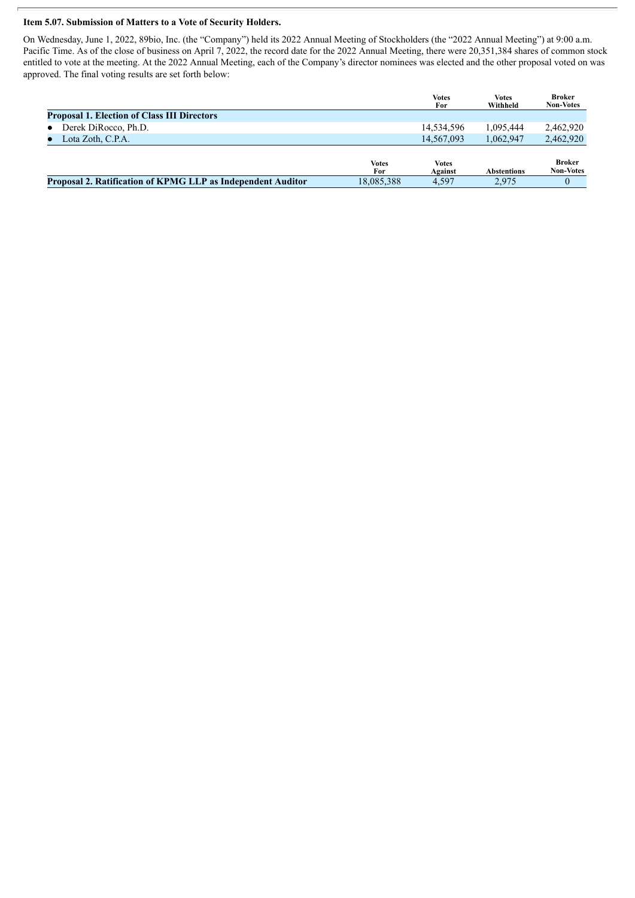**Item 5.07. Submission of Matters to a Vote of Security Holders.**

On Wednesday, June 1, 2022, 89bio, Inc. (the "Company") held its 2022 Annual Meeting of Stockholders (the "2022 Annual Meeting") at 9:00 a.m. Pacific Time. As of the close of business on April 7, 2022, the record date for the 2022 Annual Meeting, there were 20,351,384 shares of common stock entitled to vote at the meeting. At the 2022 Annual Meeting, each of the Company's director nominees was elected and the other proposal voted on was approved. The final voting results are set forth below:

| | Votes For | Votes Withheld | Broker Non-Votes |
|---|---|---|---|
| **Proposal 1. Election of Class III Directors** | | | |
| ● Derek DiRocco, Ph.D. | 14,534,596 | 1,095,444 | 2,462,920 |
| ● Lota Zoth, C.P.A. | 14,567,093 | 1,062,947 | 2,462,920 |

| | Votes For | Votes Against | Abstentions | Broker Non-Votes |
|---|---|---|---|---|
| **Proposal 2. Ratification of KPMG LLP as Independent Auditor** | 18,085,388 | 4,597 | 2,975 | 0 |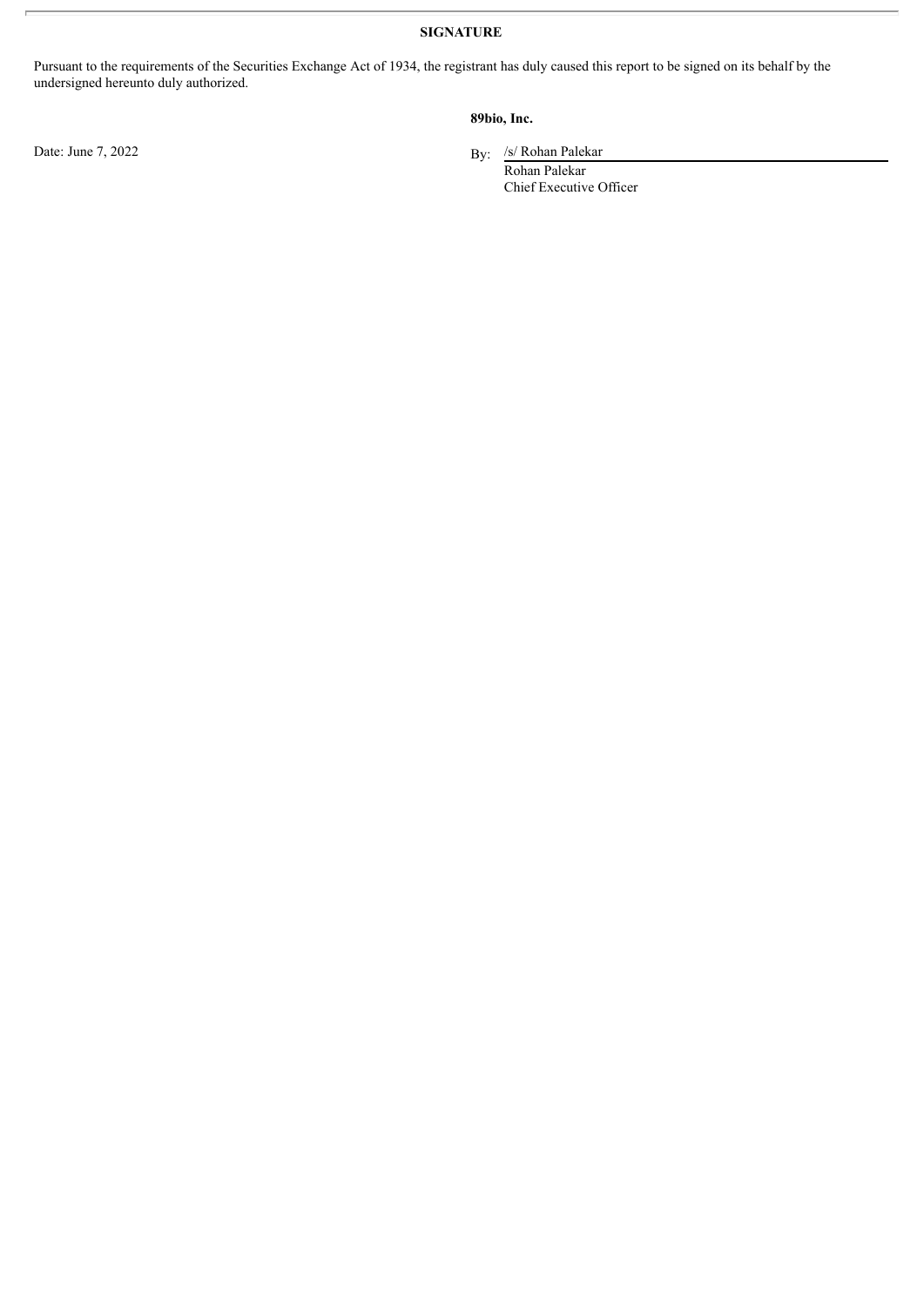**SIGNATURE**

Pursuant to the requirements of the Securities Exchange Act of 1934, the registrant has duly caused this report to be signed on its behalf by the undersigned hereunto duly authorized.

**89bio, Inc.**

Date: June 7, 2022

By: /s/ Rohan Palekar
Rohan Palekar
Chief Executive Officer